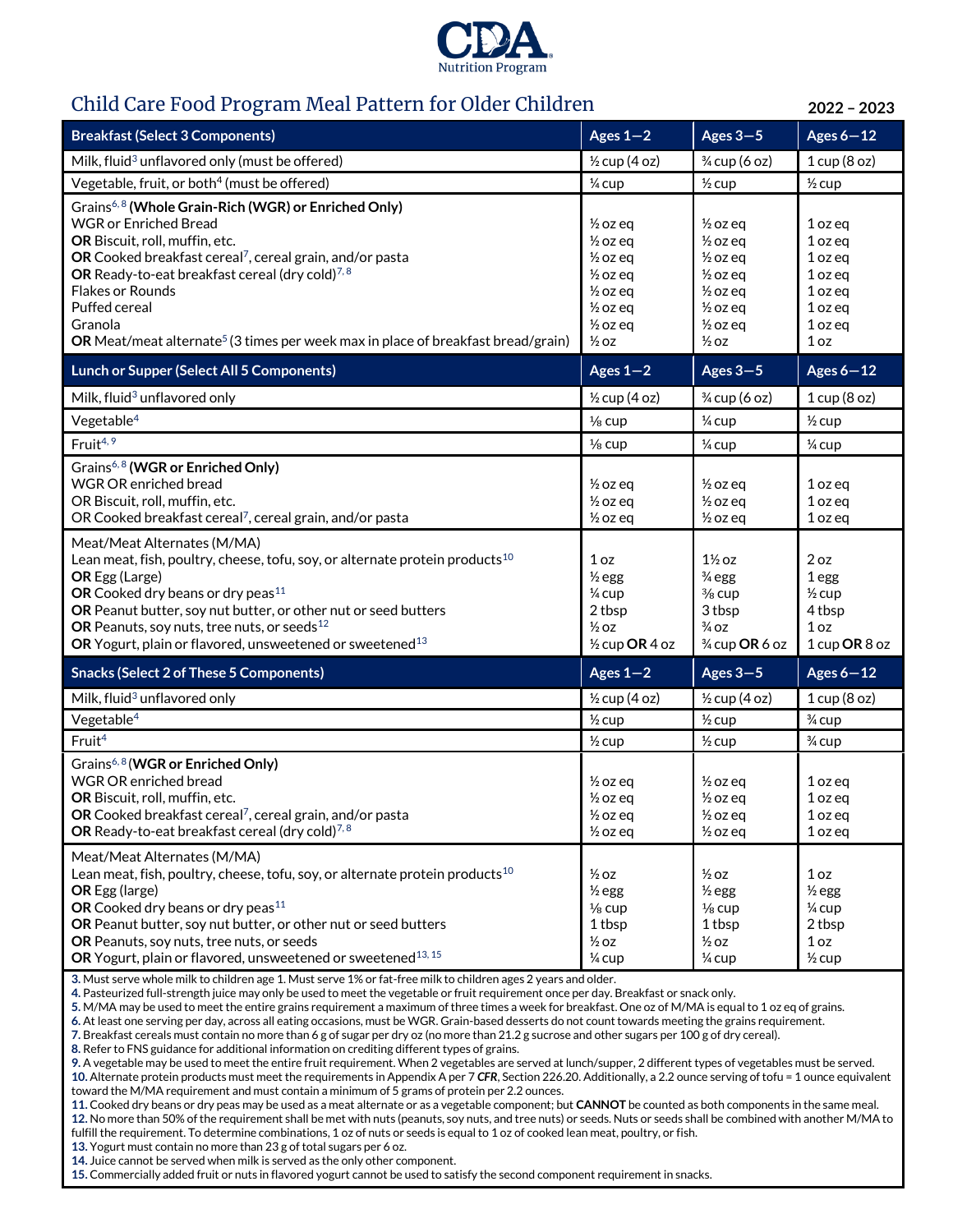CDA Nutrition Program

# Child Care Food Program Meal Pattern for Older Children

**2022 – 2023**

| Breakfast (Select 3 Components) | Ages 1—2 | Ages 3—5 | Ages 6—12 |
|---|---|---|---|
| Milk, fluid[3] unflavored only (must be offered) | ½ cup (4 oz) | ¾ cup (6 oz) | 1 cup (8 oz) |
| Vegetable, fruit, or both[4] (must be offered) | ¼ cup | ½ cup | ½ cup |
| Grains[6, 8] **(Whole Grain-Rich (WGR) or Enriched Only)** | | | |
| WGR or Enriched Bread | ½ oz eq | ½ oz eq | 1 oz eq |
| **OR** Biscuit, roll, muffin, etc. | ½ oz eq | ½ oz eq | 1 oz eq |
| **OR** Cooked breakfast cereal[7], cereal grain, and/or pasta | ½ oz eq | ½ oz eq | 1 oz eq |
| **OR** Ready-to-eat breakfast cereal (dry cold)[7, 8] | ½ oz eq | ½ oz eq | 1 oz eq |
| Flakes or Rounds | ½ oz eq | ½ oz eq | 1 oz eq |
| Puffed cereal | ½ oz eq | ½ oz eq | 1 oz eq |
| Granola | ½ oz eq | ½ oz eq | 1 oz eq |
| **OR** Meat/meat alternate[5] (3 times per week max in place of breakfast bread/grain) | ½ oz | ½ oz | 1 oz |
| **Lunch or Supper (Select All 5 Components)** | **Ages 1—2** | **Ages 3—5** | **Ages 6—12** |
| Milk, fluid[3] unflavored only | ½ cup (4 oz) | ¾ cup (6 oz) | 1 cup (8 oz) |
| Vegetable[4] | ⅛ cup | ¼ cup | ½ cup |
| Fruit[4, 9] | ⅛ cup | ¼ cup | ¼ cup |
| Grains[6, 8] **(WGR or Enriched Only)** | | | |
| WGR OR enriched bread | ½ oz eq | ½ oz eq | 1 oz eq |
| OR Biscuit, roll, muffin, etc. | ½ oz eq | ½ oz eq | 1 oz eq |
| OR Cooked breakfast cereal[7], cereal grain, and/or pasta | ½ oz eq | ½ oz eq | 1 oz eq |
| Meat/Meat Alternates (M/MA) | | | |
| Lean meat, fish, poultry, cheese, tofu, soy, or alternate protein products[10] | 1 oz | 1½ oz | 2 oz |
| **OR** Egg (Large) | ½ egg | ¾ egg | 1 egg |
| **OR** Cooked dry beans or dry peas[11] | ¼ cup | ⅜ cup | ½ cup |
| **OR** Peanut butter, soy nut butter, or other nut or seed butters | 2 tbsp | 3 tbsp | 4 tbsp |
| **OR** Peanuts, soy nuts, tree nuts, or seeds[12] | ½ oz | ¾ oz | 1 oz |
| **OR** Yogurt, plain or flavored, unsweetened or sweetened[13] | ½ cup **OR** 4 oz | ¾ cup **OR** 6 oz | 1 cup **OR** 8 oz |
| **Snacks (Select 2 of These 5 Components)** | **Ages 1—2** | **Ages 3—5** | **Ages 6—12** |
| Milk, fluid[3] unflavored only | ½ cup (4 oz) | ½ cup (4 oz) | 1 cup (8 oz) |
| Vegetable[4] | ½ cup | ½ cup | ¾ cup |
| Fruit[4] | ½ cup | ½ cup | ¾ cup |
| Grains[6, 8] **(WGR or Enriched Only)** | | | |
| WGR OR enriched bread | ½ oz eq | ½ oz eq | 1 oz eq |
| **OR** Biscuit, roll, muffin, etc. | ½ oz eq | ½ oz eq | 1 oz eq |
| **OR** Cooked breakfast cereal[7], cereal grain, and/or pasta | ½ oz eq | ½ oz eq | 1 oz eq |
| **OR** Ready-to-eat breakfast cereal (dry cold)[7, 8] | ½ oz eq | ½ oz eq | 1 oz eq |
| Meat/Meat Alternates (M/MA) | | | |
| Lean meat, fish, poultry, cheese, tofu, soy, or alternate protein products[10] | ½ oz | ½ oz | 1 oz |
| **OR** Egg (large) | ½ egg | ½ egg | ½ egg |
| **OR** Cooked dry beans or dry peas[11] | ⅛ cup | ⅛ cup | ¼ cup |
| **OR** Peanut butter, soy nut butter, or other nut or seed butters | 1 tbsp | 1 tbsp | 2 tbsp |
| **OR** Peanuts, soy nuts, tree nuts, or seeds | ½ oz | ½ oz | 1 oz |
| **OR** Yogurt, plain or flavored, unsweetened or sweetened[13, 15] | ¼ cup | ¼ cup | ½ cup |

**3.** Must serve whole milk to children age 1. Must serve 1% or fat-free milk to children ages 2 years and older.
**4.** Pasteurized full-strength juice may only be used to meet the vegetable or fruit requirement once per day. Breakfast or snack only.
**5.** M/MA may be used to meet the entire grains requirement a maximum of three times a week for breakfast. One oz of M/MA is equal to 1 oz eq of grains.
**6.** At least one serving per day, across all eating occasions, must be WGR. Grain-based desserts do not count towards meeting the grains requirement.
**7.** Breakfast cereals must contain no more than 6 g of sugar per dry oz (no more than 21.2 g sucrose and other sugars per 100 g of dry cereal).
**8.** Refer to FNS guidance for additional information on crediting different types of grains.
**9.** A vegetable may be used to meet the entire fruit requirement. When 2 vegetables are served at lunch/supper, 2 different types of vegetables must be served.
**10.** Alternate protein products must meet the requirements in Appendix A per 7 ***CFR***, Section 226.20. Additionally, a 2.2 ounce serving of tofu = 1 ounce equivalent toward the M/MA requirement and must contain a minimum of 5 grams of protein per 2.2 ounces.
**11.** Cooked dry beans or dry peas may be used as a meat alternate or as a vegetable component; but **CANNOT** be counted as both components in the same meal.
**12.** No more than 50% of the requirement shall be met with nuts (peanuts, soy nuts, and tree nuts) or seeds. Nuts or seeds shall be combined with another M/MA to fulfill the requirement. To determine combinations, 1 oz of nuts or seeds is equal to 1 oz of cooked lean meat, poultry, or fish.
**13.** Yogurt must contain no more than 23 g of total sugars per 6 oz.
**14.** Juice cannot be served when milk is served as the only other component.
**15.** Commercially added fruit or nuts in flavored yogurt cannot be used to satisfy the second component requirement in snacks.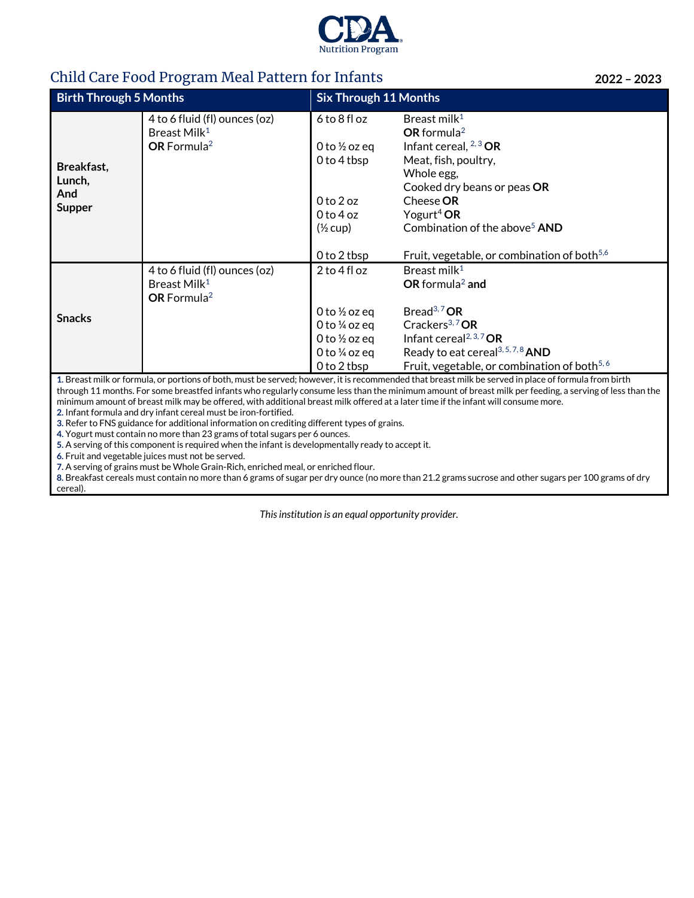CDA Nutrition Program

# Child Care Food Program Meal Pattern for Infants

**2022 – 2023**

| | Birth Through 5 Months | Six Through 11 Months | |
|---|---|---|---|
| **Breakfast, Lunch, And Supper** | 4 to 6 fluid (fl) ounces (oz) Breast Milk[1] **OR** Formula[2] | 6 to 8 fl oz<br><br>0 to ½ oz eq<br>0 to 4 tbsp<br><br><br>0 to 2 oz<br>0 to 4 oz<br>(½ cup)<br><br>0 to 2 tbsp | Breast milk[1] **OR** formula[2]<br>Infant cereal, [2, 3] **OR**<br>Meat, fish, poultry, Whole egg, Cooked dry beans or peas **OR**<br>Cheese **OR**<br>Yogurt[4] **OR**<br>Combination of the above[5] **AND**<br><br>Fruit, vegetable, or combination of both[5,6] |
| **Snacks** | 4 to 6 fluid (fl) ounces (oz) Breast Milk[1] **OR** Formula[2] | 2 to 4 fl oz<br><br>0 to ½ oz eq<br>0 to ¼ oz eq<br>0 to ½ oz eq<br>0 to ¼ oz eq<br>0 to 2 tbsp | Breast milk[1] **OR** formula[2] **and**<br>Bread[3, 7] **OR**<br>Crackers[3, 7] **OR**<br>Infant cereal[2, 3, 7] **OR**<br>Ready to eat cereal[3, 5, 7, 8] **AND**<br>Fruit, vegetable, or combination of both[5, 6] |

**1.** Breast milk or formula, or portions of both, must be served; however, it is recommended that breast milk be served in place of formula from birth through 11 months. For some breastfed infants who regularly consume less than the minimum amount of breast milk per feeding, a serving of less than the minimum amount of breast milk may be offered, with additional breast milk offered at a later time if the infant will consume more.
**2.** Infant formula and dry infant cereal must be iron-fortified.
**3.** Refer to FNS guidance for additional information on crediting different types of grains.
**4.** Yogurt must contain no more than 23 grams of total sugars per 6 ounces.
**5.** A serving of this component is required when the infant is developmentally ready to accept it.
**6.** Fruit and vegetable juices must not be served.
**7.** A serving of grains must be Whole Grain-Rich, enriched meal, or enriched flour.
**8.** Breakfast cereals must contain no more than 6 grams of sugar per dry ounce (no more than 21.2 grams sucrose and other sugars per 100 grams of dry cereal).

*This institution is an equal opportunity provider.*